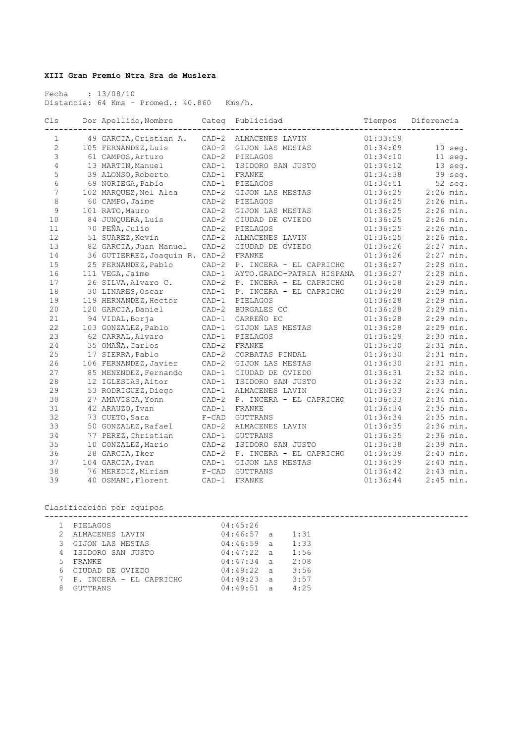**XIII Gran Premio Ntra Sra de Muslera**

Fecha : 13/08/10
Distancia: 64 Kms - Promed.: 40.860 Kms/h.

| Cls | Dor | Apellido,Nombre | Categ | Publicidad | Tiempos | Diferencia |
|---|---|---|---|---|---|---|
| 1 | 49 | GARCIA,Cristian A. | CAD-2 | ALMACENES LAVIN | 01:33:59 | |
| 2 | 105 | FERNANDEZ,Luis | CAD-2 | GIJON LAS MESTAS | 01:34:09 | 10 seg. |
| 3 | 61 | CAMPOS,Arturo | CAD-2 | PIELAGOS | 01:34:10 | 11 seg. |
| 4 | 13 | MARTIN,Manuel | CAD-1 | ISIDORO SAN JUSTO | 01:34:12 | 13 seg. |
| 5 | 39 | ALONSO,Roberto | CAD-1 | FRANKE | 01:34:38 | 39 seg. |
| 6 | 69 | NORIEGA,Pablo | CAD-1 | PIELAGOS | 01:34:51 | 52 seg. |
| 7 | 102 | MARQUEZ,Nel Alea | CAD-2 | GIJON LAS MESTAS | 01:36:25 | 2:26 min. |
| 8 | 60 | CAMPO,Jaime | CAD-2 | PIELAGOS | 01:36:25 | 2:26 min. |
| 9 | 101 | RATO,Mauro | CAD-2 | GIJON LAS MESTAS | 01:36:25 | 2:26 min. |
| 10 | 84 | JUNQUERA,Luis | CAD-2 | CIUDAD DE OVIEDO | 01:36:25 | 2:26 min. |
| 11 | 70 | PEÑA,Julio | CAD-2 | PIELAGOS | 01:36:25 | 2:26 min. |
| 12 | 51 | SUAREZ,Kevin | CAD-2 | ALMACENES LAVIN | 01:36:25 | 2:26 min. |
| 13 | 82 | GARCIA,Juan Manuel | CAD-2 | CIUDAD DE OVIEDO | 01:36:26 | 2:27 min. |
| 14 | 36 | GUTIERREZ,Joaquin R. | CAD-2 | FRANKE | 01:36:26 | 2:27 min. |
| 15 | 25 | FERNANDEZ,Pablo | CAD-2 | P. INCERA - EL CAPRICHO | 01:36:27 | 2:28 min. |
| 16 | 111 | VEGA,Jaime | CAD-1 | AYTO.GRADO-PATRIA HISPANA | 01:36:27 | 2:28 min. |
| 17 | 26 | SILVA,Alvaro C. | CAD-2 | P. INCERA - EL CAPRICHO | 01:36:28 | 2:29 min. |
| 18 | 30 | LINARES,Oscar | CAD-1 | P. INCERA - EL CAPRICHO | 01:36:28 | 2:29 min. |
| 19 | 119 | HERNANDEZ,Hector | CAD-1 | PIELAGOS | 01:36:28 | 2:29 min. |
| 20 | 120 | GARCIA,Daniel | CAD-2 | BURGALES CC | 01:36:28 | 2:29 min. |
| 21 | 94 | VIDAL,Borja | CAD-1 | CARREÑO EC | 01:36:28 | 2:29 min. |
| 22 | 103 | GONZALEZ,Pablo | CAD-1 | GIJON LAS MESTAS | 01:36:28 | 2:29 min. |
| 23 | 62 | CARRAL,Alvaro | CAD-1 | PIELAGOS | 01:36:29 | 2:30 min. |
| 24 | 35 | OMAÑA,Carlos | CAD-2 | FRANKE | 01:36:30 | 2:31 min. |
| 25 | 17 | SIERRA,Pablo | CAD-2 | CORBATAS PINDAL | 01:36:30 | 2:31 min. |
| 26 | 106 | FERNANDEZ,Javier | CAD-2 | GIJON LAS MESTAS | 01:36:30 | 2:31 min. |
| 27 | 85 | MENENDEZ,Fernando | CAD-1 | CIUDAD DE OVIEDO | 01:36:31 | 2:32 min. |
| 28 | 12 | IGLESIAS,Aitor | CAD-1 | ISIDORO SAN JUSTO | 01:36:32 | 2:33 min. |
| 29 | 53 | RODRIGUEZ,Diego | CAD-1 | ALMACENES LAVIN | 01:36:33 | 2:34 min. |
| 30 | 27 | AMAVISCA,Yonn | CAD-2 | P. INCERA - EL CAPRICHO | 01:36:33 | 2:34 min. |
| 31 | 42 | ARAUZO,Ivan | CAD-1 | FRANKE | 01:36:34 | 2:35 min. |
| 32 | 73 | CUETO,Sara | F-CAD | GUTTRANS | 01:36:34 | 2:35 min. |
| 33 | 50 | GONZALEZ,Rafael | CAD-2 | ALMACENES LAVIN | 01:36:35 | 2:36 min. |
| 34 | 77 | PEREZ,Christian | CAD-1 | GUTTRANS | 01:36:35 | 2:36 min. |
| 35 | 10 | GONZALEZ,Mario | CAD-2 | ISIDORO SAN JUSTO | 01:36:38 | 2:39 min. |
| 36 | 28 | GARCIA,Iker | CAD-2 | P. INCERA - EL CAPRICHO | 01:36:39 | 2:40 min. |
| 37 | 104 | GARCIA,Ivan | CAD-1 | GIJON LAS MESTAS | 01:36:39 | 2:40 min. |
| 38 | 76 | MEREDIZ,Miriam | F-CAD | GUTTRANS | 01:36:42 | 2:43 min. |
| 39 | 40 | OSMANI,Florent | CAD-1 | FRANKE | 01:36:44 | 2:45 min. |

Clasificación por equipos

| | Equipo | Tiempo | | Diferencia |
|---|---|---|---|---|
| 1 | PIELAGOS | 04:45:26 | | |
| 2 | ALMACENES LAVIN | 04:46:57 | a | 1:31 |
| 3 | GIJON LAS MESTAS | 04:46:59 | a | 1:33 |
| 4 | ISIDORO SAN JUSTO | 04:47:22 | a | 1:56 |
| 5 | FRANKE | 04:47:34 | a | 2:08 |
| 6 | CIUDAD DE OVIEDO | 04:49:22 | a | 3:56 |
| 7 | P. INCERA - EL CAPRICHO | 04:49:23 | a | 3:57 |
| 8 | GUTTRANS | 04:49:51 | a | 4:25 |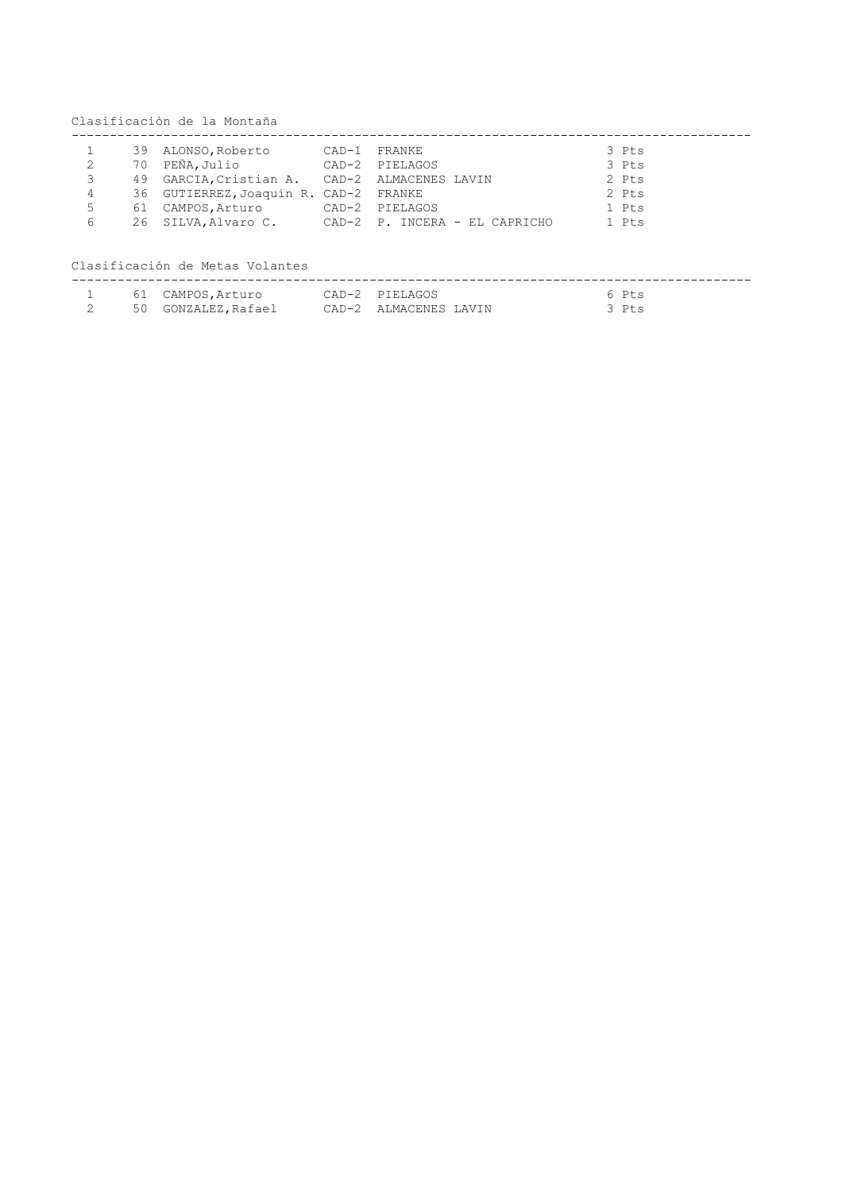Clasificación de la Montaña

| | | | | | |
|---|---|---|---|---|---|
| 1 | 39 | ALONSO,Roberto | CAD-1 | FRANKE | 3 Pts |
| 2 | 70 | PEÑA,Julio | CAD-2 | PIELAGOS | 3 Pts |
| 3 | 49 | GARCIA,Cristian A. | CAD-2 | ALMACENES LAVIN | 2 Pts |
| 4 | 36 | GUTIERREZ,Joaquin R. | CAD-2 | FRANKE | 2 Pts |
| 5 | 61 | CAMPOS,Arturo | CAD-2 | PIELAGOS | 1 Pts |
| 6 | 26 | SILVA,Alvaro C. | CAD-2 | P. INCERA - EL CAPRICHO | 1 Pts |

Clasificación de Metas Volantes

| | | | | | |
|---|---|---|---|---|---|
| 1 | 61 | CAMPOS,Arturo | CAD-2 | PIELAGOS | 6 Pts |
| 2 | 50 | GONZALEZ,Rafael | CAD-2 | ALMACENES LAVIN | 3 Pts |